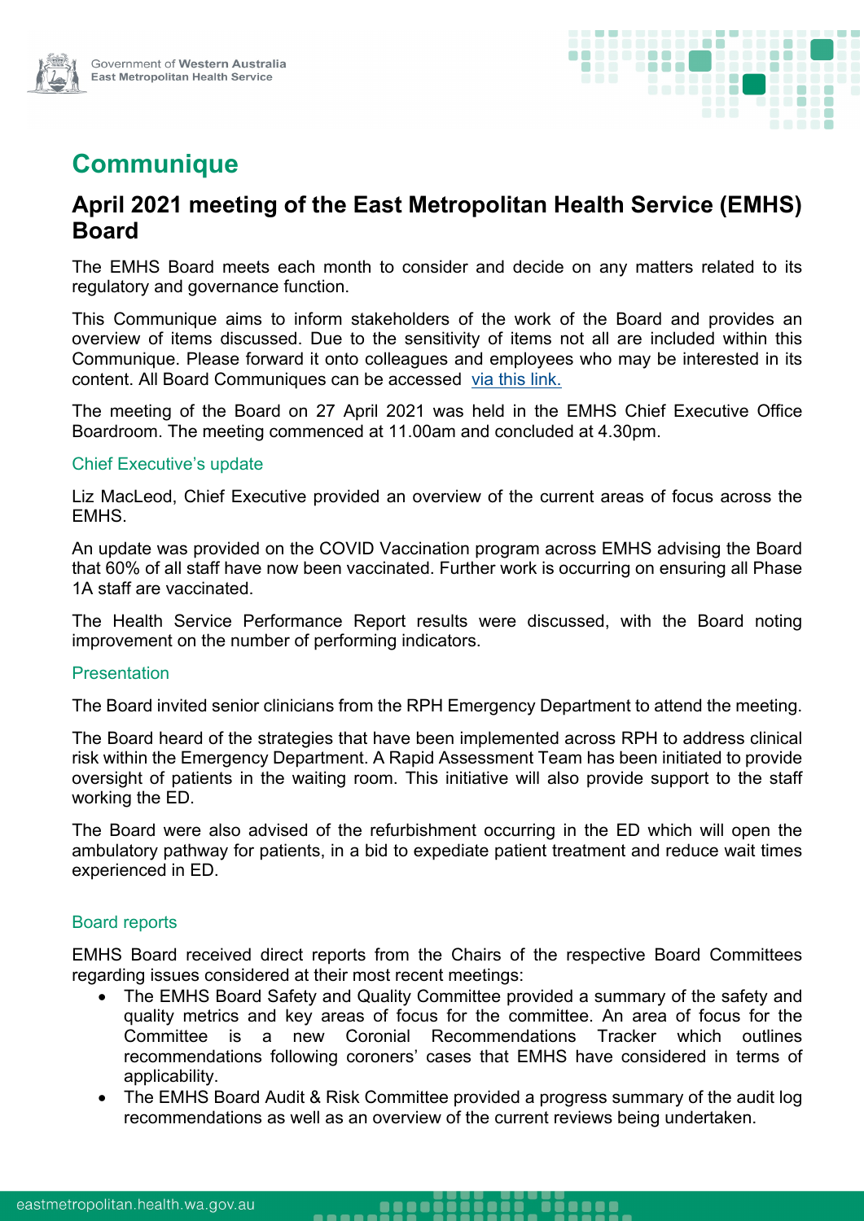# Communique

## April 2021 meeting of the East Metropolitan Health Service (EMHS) Board

The EMHS Board meets each month to consider and decide on any matters related to its regulatory and governance function.

This Communique aims to inform stakeholders of the work of the Board and provides an overview of items discussed. Due to the sensitivity of items not all are included within this Communique. Please forward it onto colleagues and employees who may be interested in its content. All Board Communiques can be accessed via this link.

The meeting of the Board on 27 April 2021 was held in the EMHS Chief Executive Office Boardroom. The meeting commenced at 11.00am and concluded at 4.30pm.

### Chief Executive's update

Liz MacLeod, Chief Executive provided an overview of the current areas of focus across the EMHS.

An update was provided on the COVID Vaccination program across EMHS advising the Board that 60% of all staff have now been vaccinated. Further work is occurring on ensuring all Phase 1A staff are vaccinated.

The Health Service Performance Report results were discussed, with the Board noting improvement on the number of performing indicators.

### Presentation

The Board invited senior clinicians from the RPH Emergency Department to attend the meeting.

The Board heard of the strategies that have been implemented across RPH to address clinical risk within the Emergency Department. A Rapid Assessment Team has been initiated to provide oversight of patients in the waiting room. This initiative will also provide support to the staff working the ED.

The Board were also advised of the refurbishment occurring in the ED which will open the ambulatory pathway for patients, in a bid to expediate patient treatment and reduce wait times experienced in ED.

### Board reports

EMHS Board received direct reports from the Chairs of the respective Board Committees regarding issues considered at their most recent meetings:

- The EMHS Board Safety and Quality Committee provided a summary of the safety and quality metrics and key areas of focus for the committee. An area of focus for the Committee is a new Coronial Recommendations Tracker which outlines recommendations following coroners' cases that EMHS have considered in terms of applicability.
- The EMHS Board Audit & Risk Committee provided a progress summary of the audit log recommendations as well as an overview of the current reviews being undertaken.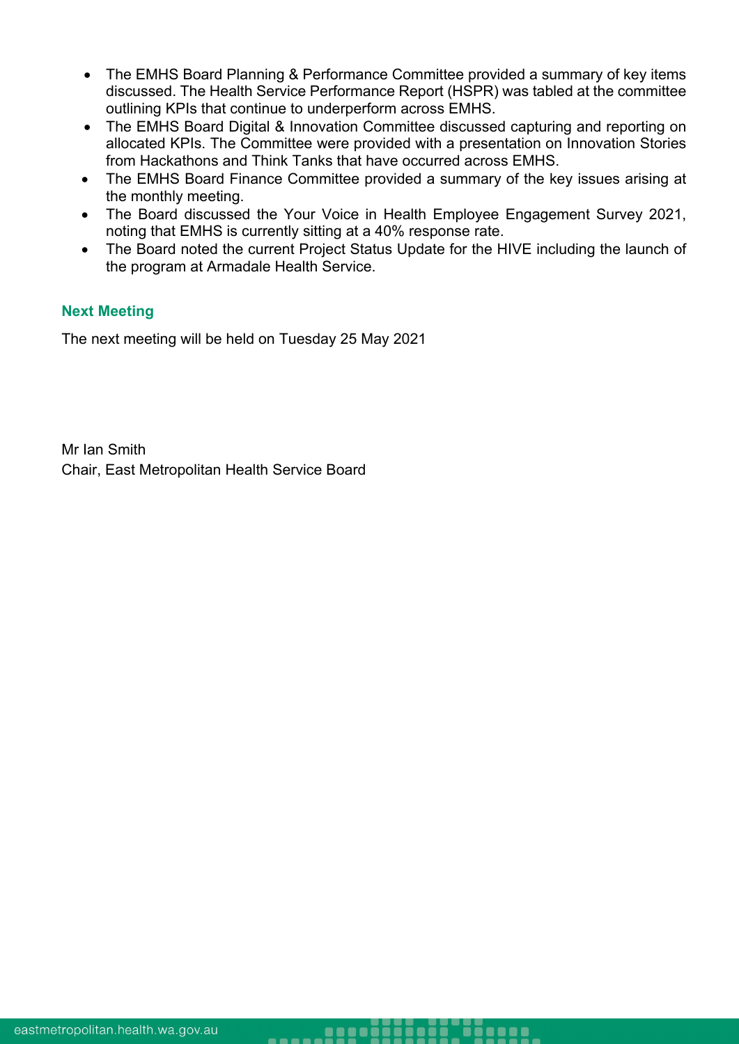- The EMHS Board Planning & Performance Committee provided a summary of key items discussed. The Health Service Performance Report (HSPR) was tabled at the committee outlining KPIs that continue to underperform across EMHS.
- The EMHS Board Digital & Innovation Committee discussed capturing and reporting on allocated KPIs. The Committee were provided with a presentation on Innovation Stories from Hackathons and Think Tanks that have occurred across EMHS.
- The EMHS Board Finance Committee provided a summary of the key issues arising at the monthly meeting.
- The Board discussed the Your Voice in Health Employee Engagement Survey 2021, noting that EMHS is currently sitting at a 40% response rate.
- The Board noted the current Project Status Update for the HIVE including the launch of the program at Armadale Health Service.

### Next Meeting

The next meeting will be held on Tuesday 25 May 2021

Mr Ian Smith
Chair, East Metropolitan Health Service Board